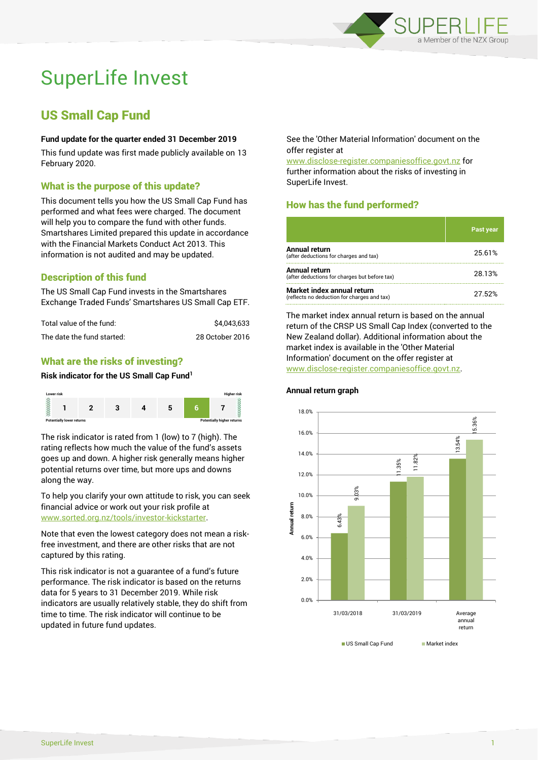# SuperLife Invest

## US Small Cap Fund

**Fund update for the quarter ended 31 December 2019**

This fund update was first made publicly available on 13 February 2020.

### What is the purpose of this update?

This document tells you how the US Small Cap Fund has performed and what fees were charged. The document will help you to compare the fund with other funds. Smartshares Limited prepared this update in accordance with the Financial Markets Conduct Act 2013. This information is not audited and may be updated.

### Description of this fund

The US Small Cap Fund invests in the Smartshares Exchange Traded Funds' Smartshares US Small Cap ETF.

| | |
|---|---|
| Total value of the fund: | $4,043,633 |
| The date the fund started: | 28 October 2016 |

### What are the risks of investing?

**Risk indicator for the US Small Cap Fund[1]**

| Lower risk | | | | | | Higher risk |
|---|---|---|---|---|---|---|
| 1 | 2 | 3 | 4 | 5 | **6** | 7 |
| Potentially lower returns | | | | | | Potentially higher returns |

The risk indicator is rated from 1 (low) to 7 (high). The rating reflects how much the value of the fund's assets goes up and down. A higher risk generally means higher potential returns over time, but more ups and downs along the way.

To help you clarify your own attitude to risk, you can seek financial advice or work out your risk profile at www.sorted.org.nz/tools/investor-kickstarter.

Note that even the lowest category does not mean a risk-free investment, and there are other risks that are not captured by this rating.

This risk indicator is not a guarantee of a fund's future performance. The risk indicator is based on the returns data for 5 years to 31 December 2019. While risk indicators are usually relatively stable, they do shift from time to time. The risk indicator will continue to be updated in future fund updates.

See the 'Other Material Information' document on the offer register at www.disclose-register.companiesoffice.govt.nz for further information about the risks of investing in SuperLife Invest.

### How has the fund performed?

| | Past year |
|---|---|
| **Annual return** (after deductions for charges and tax) | 25.61% |
| **Annual return** (after deductions for charges but before tax) | 28.13% |
| **Market index annual return** (reflects no deduction for charges and tax) | 27.52% |

The market index annual return is based on the annual return of the CRSP US Small Cap Index (converted to the New Zealand dollar). Additional information about the market index is available in the 'Other Material Information' document on the offer register at www.disclose-register.companiesoffice.govt.nz.

**Annual return graph**

| | US Small Cap Fund | Market index |
|---|---|---|
| 31/03/2018 | 6.43% | 9.03% |
| 31/03/2019 | 11.35% | 11.82% |
| Average annual return | 13.54% | 15.36% |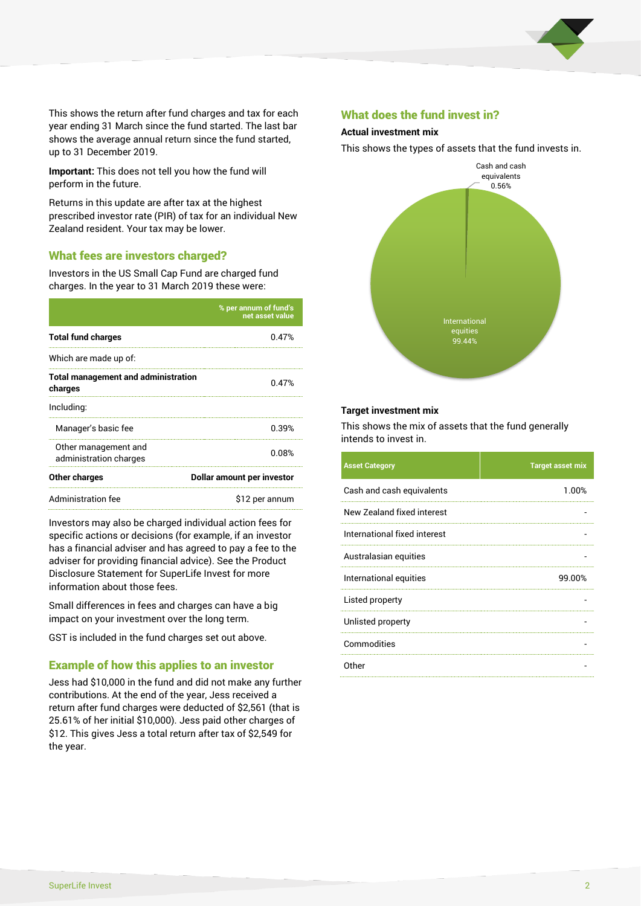This shows the return after fund charges and tax for each year ending 31 March since the fund started. The last bar shows the average annual return since the fund started, up to 31 December 2019.

**Important:** This does not tell you how the fund will perform in the future.

Returns in this update are after tax at the highest prescribed investor rate (PIR) of tax for an individual New Zealand resident. Your tax may be lower.

## What fees are investors charged?

Investors in the US Small Cap Fund are charged fund charges. In the year to 31 March 2019 these were:

| | % per annum of fund's net asset value |
|---|---|
| **Total fund charges** | 0.47% |
| Which are made up of: | |
| **Total management and administration charges** | 0.47% |
| Including: | |
| Manager's basic fee | 0.39% |
| Other management and administration charges | 0.08% |
| **Other charges** | **Dollar amount per investor** |
| Administration fee | $12 per annum |

Investors may also be charged individual action fees for specific actions or decisions (for example, if an investor has a financial adviser and has agreed to pay a fee to the adviser for providing financial advice). See the Product Disclosure Statement for SuperLife Invest for more information about those fees.

Small differences in fees and charges can have a big impact on your investment over the long term.

GST is included in the fund charges set out above.

## Example of how this applies to an investor

Jess had $10,000 in the fund and did not make any further contributions. At the end of the year, Jess received a return after fund charges were deducted of $2,561 (that is 25.61% of her initial $10,000). Jess paid other charges of $12. This gives Jess a total return after tax of $2,549 for the year.

## What does the fund invest in?

### Actual investment mix

This shows the types of assets that the fund invests in.

Cash and cash equivalents 0.56%

International equities 99.44%

### Target investment mix

This shows the mix of assets that the fund generally intends to invest in.

| Asset Category | Target asset mix |
|---|---|
| Cash and cash equivalents | 1.00% |
| New Zealand fixed interest | - |
| International fixed interest | - |
| Australasian equities | - |
| International equities | 99.00% |
| Listed property | - |
| Unlisted property | - |
| Commodities | - |
| Other | - |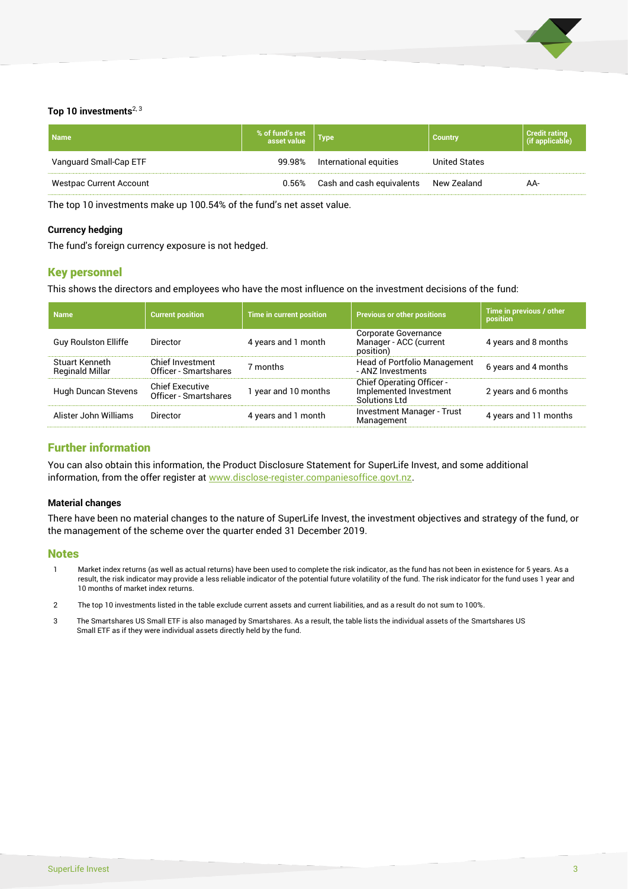### Top 10 investments[2, 3]

| Name | % of fund's net asset value | Type | Country | Credit rating (if applicable) |
|---|---|---|---|---|
| Vanguard Small-Cap ETF | 99.98% | International equities | United States | |
| Westpac Current Account | 0.56% | Cash and cash equivalents | New Zealand | AA- |

The top 10 investments make up 100.54% of the fund's net asset value.

#### Currency hedging

The fund's foreign currency exposure is not hedged.

## Key personnel

This shows the directors and employees who have the most influence on the investment decisions of the fund:

| Name | Current position | Time in current position | Previous or other positions | Time in previous / other position |
|---|---|---|---|---|
| Guy Roulston Elliffe | Director | 4 years and 1 month | Corporate Governance Manager - ACC (current position) | 4 years and 8 months |
| Stuart Kenneth Reginald Millar | Chief Investment Officer - Smartshares | 7 months | Head of Portfolio Management - ANZ Investments | 6 years and 4 months |
| Hugh Duncan Stevens | Chief Executive Officer - Smartshares | 1 year and 10 months | Chief Operating Officer - Implemented Investment Solutions Ltd | 2 years and 6 months |
| Alister John Williams | Director | 4 years and 1 month | Investment Manager - Trust Management | 4 years and 11 months |

## Further information

You can also obtain this information, the Product Disclosure Statement for SuperLife Invest, and some additional information, from the offer register at www.disclose-register.companiesoffice.govt.nz.

#### Material changes

There have been no material changes to the nature of SuperLife Invest, the investment objectives and strategy of the fund, or the management of the scheme over the quarter ended 31 December 2019.

## Notes

1. Market index returns (as well as actual returns) have been used to complete the risk indicator, as the fund has not been in existence for 5 years. As a result, the risk indicator may provide a less reliable indicator of the potential future volatility of the fund. The risk indicator for the fund uses 1 year and 10 months of market index returns.
2. The top 10 investments listed in the table exclude current assets and current liabilities, and as a result do not sum to 100%.
3. The Smartshares US Small ETF is also managed by Smartshares. As a result, the table lists the individual assets of the Smartshares US Small ETF as if they were individual assets directly held by the fund.